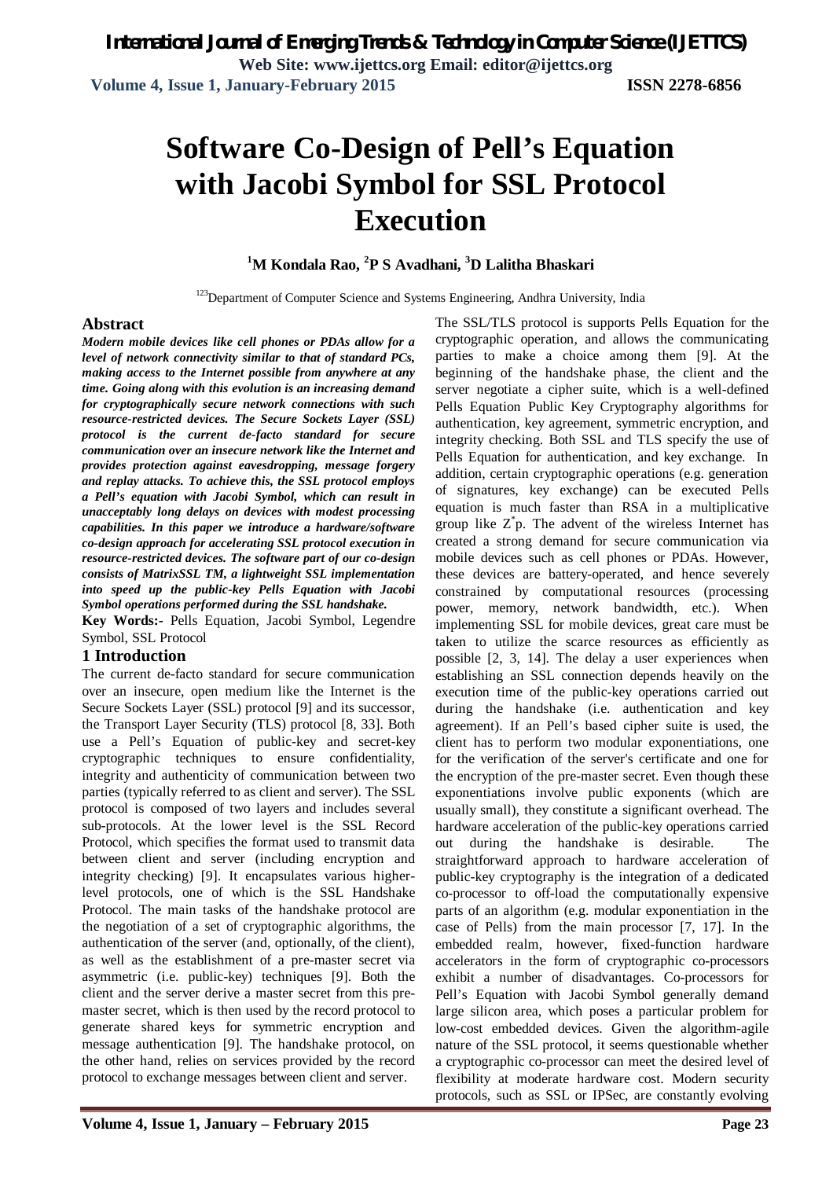# Software Co-Design of Pell's Equation with Jacobi Symbol for SSL Protocol Execution

**[1]M Kondala Rao, [2]P S Avadhani, [3]D Lalitha Bhaskari**

[123]Department of Computer Science and Systems Engineering, Andhra University, India

## Abstract

***Modern mobile devices like cell phones or PDAs allow for a level of network connectivity similar to that of standard PCs, making access to the Internet possible from anywhere at any time. Going along with this evolution is an increasing demand for cryptographically secure network connections with such resource-restricted devices. The Secure Sockets Layer (SSL) protocol is the current de-facto standard for secure communication over an insecure network like the Internet and provides protection against eavesdropping, message forgery and replay attacks. To achieve this, the SSL protocol employs a Pell's equation with Jacobi Symbol, which can result in unacceptably long delays on devices with modest processing capabilities. In this paper we introduce a hardware/software co-design approach for accelerating SSL protocol execution in resource-restricted devices. The software part of our co-design consists of MatrixSSL TM, a lightweight SSL implementation into speed up the public-key Pells Equation with Jacobi Symbol operations performed during the SSL handshake.***

**Key Words:-** Pells Equation, Jacobi Symbol, Legendre Symbol, SSL Protocol

## 1 Introduction

The current de-facto standard for secure communication over an insecure, open medium like the Internet is the Secure Sockets Layer (SSL) protocol [9] and its successor, the Transport Layer Security (TLS) protocol [8, 33]. Both use a Pell's Equation of public-key and secret-key cryptographic techniques to ensure confidentiality, integrity and authenticity of communication between two parties (typically referred to as client and server). The SSL protocol is composed of two layers and includes several sub-protocols. At the lower level is the SSL Record Protocol, which specifies the format used to transmit data between client and server (including encryption and integrity checking) [9]. It encapsulates various higher-level protocols, one of which is the SSL Handshake Protocol. The main tasks of the handshake protocol are the negotiation of a set of cryptographic algorithms, the authentication of the server (and, optionally, of the client), as well as the establishment of a pre-master secret via asymmetric (i.e. public-key) techniques [9]. Both the client and the server derive a master secret from this pre-master secret, which is then used by the record protocol to generate shared keys for symmetric encryption and message authentication [9]. The handshake protocol, on the other hand, relies on services provided by the record protocol to exchange messages between client and server.

The SSL/TLS protocol is supports Pells Equation for the cryptographic operation, and allows the communicating parties to make a choice among them [9]. At the beginning of the handshake phase, the client and the server negotiate a cipher suite, which is a well-defined Pells Equation Public Key Cryptography algorithms for authentication, key agreement, symmetric encryption, and integrity checking. Both SSL and TLS specify the use of Pells Equation for authentication, and key exchange. In addition, certain cryptographic operations (e.g. generation of signatures, key exchange) can be executed Pells equation is much faster than RSA in a multiplicative group like $Z^{*}p$. The advent of the wireless Internet has created a strong demand for secure communication via mobile devices such as cell phones or PDAs. However, these devices are battery-operated, and hence severely constrained by computational resources (processing power, memory, network bandwidth, etc.). When implementing SSL for mobile devices, great care must be taken to utilize the scarce resources as efficiently as possible [2, 3, 14]. The delay a user experiences when establishing an SSL connection depends heavily on the execution time of the public-key operations carried out during the handshake (i.e. authentication and key agreement). If an Pell's based cipher suite is used, the client has to perform two modular exponentiations, one for the verification of the server's certificate and one for the encryption of the pre-master secret. Even though these exponentiations involve public exponents (which are usually small), they constitute a significant overhead. The hardware acceleration of the public-key operations carried out during the handshake is desirable. The straightforward approach to hardware acceleration of public-key cryptography is the integration of a dedicated co-processor to off-load the computationally expensive parts of an algorithm (e.g. modular exponentiation in the case of Pells) from the main processor [7, 17]. In the embedded realm, however, fixed-function hardware accelerators in the form of cryptographic co-processors exhibit a number of disadvantages. Co-processors for Pell's Equation with Jacobi Symbol generally demand large silicon area, which poses a particular problem for low-cost embedded devices. Given the algorithm-agile nature of the SSL protocol, it seems questionable whether a cryptographic co-processor can meet the desired level of flexibility at moderate hardware cost. Modern security protocols, such as SSL or IPSec, are constantly evolving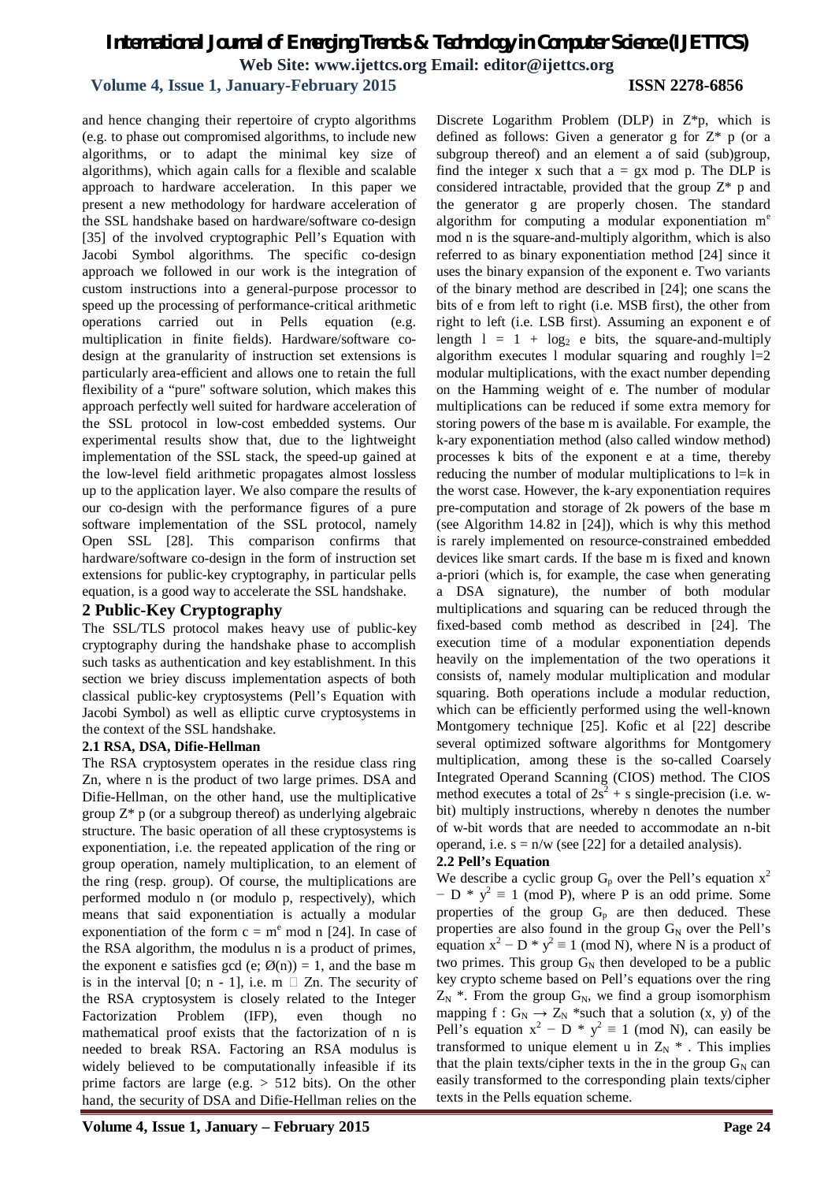and hence changing their repertoire of crypto algorithms (e.g. to phase out compromised algorithms, to include new algorithms, or to adapt the minimal key size of algorithms), which again calls for a flexible and scalable approach to hardware acceleration. In this paper we present a new methodology for hardware acceleration of the SSL handshake based on hardware/software co-design [35] of the involved cryptographic Pell's Equation with Jacobi Symbol algorithms. The specific co-design approach we followed in our work is the integration of custom instructions into a general-purpose processor to speed up the processing of performance-critical arithmetic operations carried out in Pells equation (e.g. multiplication in finite fields). Hardware/software co-design at the granularity of instruction set extensions is particularly area-efficient and allows one to retain the full flexibility of a "pure" software solution, which makes this approach perfectly well suited for hardware acceleration of the SSL protocol in low-cost embedded systems. Our experimental results show that, due to the lightweight implementation of the SSL stack, the speed-up gained at the low-level field arithmetic propagates almost lossless up to the application layer. We also compare the results of our co-design with the performance figures of a pure software implementation of the SSL protocol, namely Open SSL [28]. This comparison confirms that hardware/software co-design in the form of instruction set extensions for public-key cryptography, in particular pells equation, is a good way to accelerate the SSL handshake.

## 2 Public-Key Cryptography

The SSL/TLS protocol makes heavy use of public-key cryptography during the handshake phase to accomplish such tasks as authentication and key establishment. In this section we briey discuss implementation aspects of both classical public-key cryptosystems (Pell's Equation with Jacobi Symbol) as well as elliptic curve cryptosystems in the context of the SSL handshake.

### 2.1 RSA, DSA, Difie-Hellman

The RSA cryptosystem operates in the residue class ring Zn, where n is the product of two large primes. DSA and Difie-Hellman, on the other hand, use the multiplicative group Z* p (or a subgroup thereof) as underlying algebraic structure. The basic operation of all these cryptosystems is exponentiation, i.e. the repeated application of the ring or group operation, namely multiplication, to an element of the ring (resp. group). Of course, the multiplications are performed modulo n (or modulo p, respectively), which means that said exponentiation is actually a modular exponentiation of the form $c = m^e \bmod n$ [24]. In case of the RSA algorithm, the modulus n is a product of primes, the exponent e satisfies gcd (e; Ø(n)) = 1, and the base m is in the interval [0; n - 1], i.e. m  Zn. The security of the RSA cryptosystem is closely related to the Integer Factorization Problem (IFP), even though no mathematical proof exists that the factorization of n is needed to break RSA. Factoring an RSA modulus is widely believed to be computationally infeasible if its prime factors are large (e.g. > 512 bits). On the other hand, the security of DSA and Difie-Hellman relies on the Discrete Logarithm Problem (DLP) in Z*p, which is defined as follows: Given a generator g for Z* p (or a subgroup thereof) and an element a of said (sub)group, find the integer x such that a = gx mod p. The DLP is considered intractable, provided that the group Z* p and the generator g are properly chosen. The standard algorithm for computing a modular exponentiation $m^e$ mod n is the square-and-multiply algorithm, which is also referred to as binary exponentiation method [24] since it uses the binary expansion of the exponent e. Two variants of the binary method are described in [24]; one scans the bits of e from left to right (i.e. MSB first), the other from right to left (i.e. LSB first). Assuming an exponent e of length $l = 1 + \log_2 e$ bits, the square-and-multiply algorithm executes l modular squaring and roughly l=2 modular multiplications, with the exact number depending on the Hamming weight of e. The number of modular multiplications can be reduced if some extra memory for storing powers of the base m is available. For example, the k-ary exponentiation method (also called window method) processes k bits of the exponent e at a time, thereby reducing the number of modular multiplications to l=k in the worst case. However, the k-ary exponentiation requires pre-computation and storage of 2k powers of the base m (see Algorithm 14.82 in [24]), which is why this method is rarely implemented on resource-constrained embedded devices like smart cards. If the base m is fixed and known a-priori (which is, for example, the case when generating a DSA signature), the number of both modular multiplications and squaring can be reduced through the fixed-based comb method as described in [24]. The execution time of a modular exponentiation depends heavily on the implementation of the two operations it consists of, namely modular multiplication and modular squaring. Both operations include a modular reduction, which can be efficiently performed using the well-known Montgomery technique [25]. Kofic et al [22] describe several optimized software algorithms for Montgomery multiplication, among these is the so-called Coarsely Integrated Operand Scanning (CIOS) method. The CIOS method executes a total of $2s^2 + s$ single-precision (i.e. w-bit) multiply instructions, whereby n denotes the number of w-bit words that are needed to accommodate an n-bit operand, i.e. s = n/w (see [22] for a detailed analysis).

### 2.2 Pell's Equation

We describe a cyclic group $G_p$ over the Pell's equation $x^2 - D * y^2 \equiv 1 \pmod P$, where P is an odd prime. Some properties of the group $G_p$ are then deduced. These properties are also found in the group $G_N$ over the Pell's equation $x^2 - D * y^2 \equiv 1 \pmod N$, where N is a product of two primes. This group $G_N$ then developed to be a public key crypto scheme based on Pell's equations over the ring $Z_N$ *. From the group $G_N$, we find a group isomorphism mapping $f : G_N \rightarrow Z_N$ *such that a solution (x, y) of the Pell's equation $x^2 - D * y^2 \equiv 1 \pmod N$, can easily be transformed to unique element u in $Z_N$ * . This implies that the plain texts/cipher texts in the in the group $G_N$ can easily transformed to the corresponding plain texts/cipher texts in the Pells equation scheme.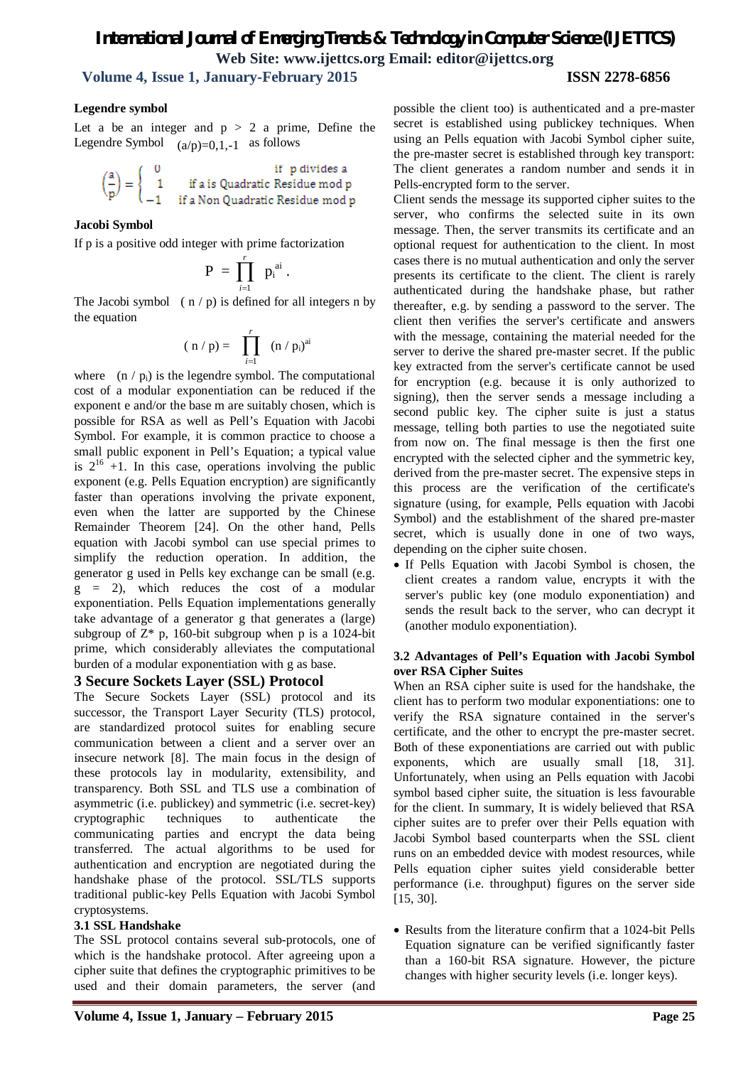**Legendre symbol**

Let a be an integer and p > 2 a prime, Define the Legendre Symbol $(a/p)=0,1,-1$ as follows

$$\left(\frac{a}{p}\right) = \begin{cases} 0 & \text{if p divides a} \\ 1 & \text{if a is Quadratic Residue mod p} \\ -1 & \text{if a Non Quadratic Residue mod p} \end{cases}$$

**Jacobi Symbol**

If p is a positive odd integer with prime factorization

$$P = \prod_{i=1}^{r} p_i^{ai}.$$

The Jacobi symbol ( n / p) is defined for all integers n by the equation

$$( n / p) = \prod_{i=1}^{r} (n / p_i)^{ai}$$

where $(n / p_i)$ is the legendre symbol. The computational cost of a modular exponentiation can be reduced if the exponent e and/or the base m are suitably chosen, which is possible for RSA as well as Pell's Equation with Jacobi Symbol. For example, it is common practice to choose a small public exponent in Pell's Equation; a typical value is $2^{16}+1$. In this case, operations involving the public exponent (e.g. Pells Equation encryption) are significantly faster than operations involving the private exponent, even when the latter are supported by the Chinese Remainder Theorem [24]. On the other hand, Pells equation with Jacobi symbol can use special primes to simplify the reduction operation. In addition, the generator g used in Pells key exchange can be small (e.g. g = 2), which reduces the cost of a modular exponentiation. Pells Equation implementations generally take advantage of a generator g that generates a (large) subgroup of Z* p, 160-bit subgroup when p is a 1024-bit prime, which considerably alleviates the computational burden of a modular exponentiation with g as base.

## 3 Secure Sockets Layer (SSL) Protocol

The Secure Sockets Layer (SSL) protocol and its successor, the Transport Layer Security (TLS) protocol, are standardized protocol suites for enabling secure communication between a client and a server over an insecure network [8]. The main focus in the design of these protocols lay in modularity, extensibility, and transparency. Both SSL and TLS use a combination of asymmetric (i.e. publickey) and symmetric (i.e. secret-key) cryptographic techniques to authenticate the communicating parties and encrypt the data being transferred. The actual algorithms to be used for authentication and encryption are negotiated during the handshake phase of the protocol. SSL/TLS supports traditional public-key Pells Equation with Jacobi Symbol cryptosystems.

### 3.1 SSL Handshake

The SSL protocol contains several sub-protocols, one of which is the handshake protocol. After agreeing upon a cipher suite that defines the cryptographic primitives to be used and their domain parameters, the server (and possible the client too) is authenticated and a pre-master secret is established using publickey techniques. When using an Pells equation with Jacobi Symbol cipher suite, the pre-master secret is established through key transport: The client generates a random number and sends it in Pells-encrypted form to the server.

Client sends the message its supported cipher suites to the server, who confirms the selected suite in its own message. Then, the server transmits its certificate and an optional request for authentication to the client. In most cases there is no mutual authentication and only the server presents its certificate to the client. The client is rarely authenticated during the handshake phase, but rather thereafter, e.g. by sending a password to the server. The client then verifies the server's certificate and answers with the message, containing the material needed for the server to derive the shared pre-master secret. If the public key extracted from the server's certificate cannot be used for encryption (e.g. because it is only authorized to signing), then the server sends a message including a second public key. The cipher suite is just a status message, telling both parties to use the negotiated suite from now on. The final message is then the first one encrypted with the selected cipher and the symmetric key, derived from the pre-master secret. The expensive steps in this process are the verification of the certificate's signature (using, for example, Pells equation with Jacobi Symbol) and the establishment of the shared pre-master secret, which is usually done in one of two ways, depending on the cipher suite chosen.

- If Pells Equation with Jacobi Symbol is chosen, the client creates a random value, encrypts it with the server's public key (one modulo exponentiation) and sends the result back to the server, who can decrypt it (another modulo exponentiation).

### 3.2 Advantages of Pell's Equation with Jacobi Symbol over RSA Cipher Suites

When an RSA cipher suite is used for the handshake, the client has to perform two modular exponentiations: one to verify the RSA signature contained in the server's certificate, and the other to encrypt the pre-master secret. Both of these exponentiations are carried out with public exponents, which are usually small [18, 31]. Unfortunately, when using an Pells equation with Jacobi symbol based cipher suite, the situation is less favourable for the client. In summary, It is widely believed that RSA cipher suites are to prefer over their Pells equation with Jacobi Symbol based counterparts when the SSL client runs on an embedded device with modest resources, while Pells equation cipher suites yield considerable better performance (i.e. throughput) figures on the server side [15, 30].

- Results from the literature confirm that a 1024-bit Pells Equation signature can be verified significantly faster than a 160-bit RSA signature. However, the picture changes with higher security levels (i.e. longer keys).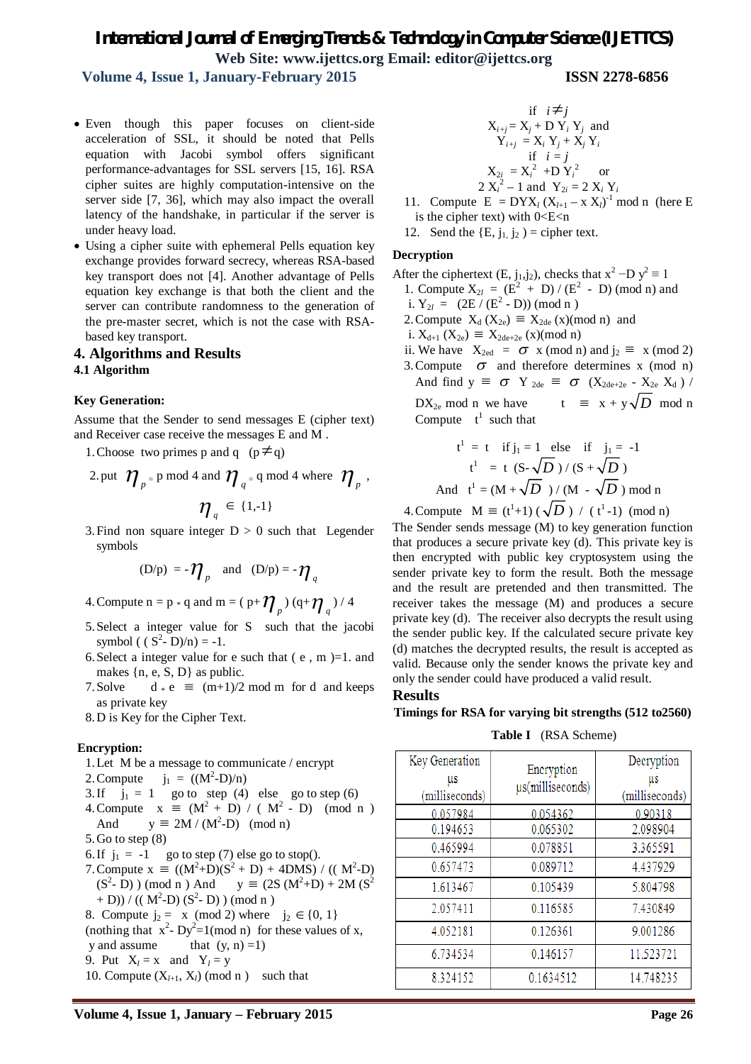- Even though this paper focuses on client-side acceleration of SSL, it should be noted that Pells equation with Jacobi symbol offers significant performance-advantages for SSL servers [15, 16]. RSA cipher suites are highly computation-intensive on the server side [7, 36], which may also impact the overall latency of the handshake, in particular if the server is under heavy load.
- Using a cipher suite with ephemeral Pells equation key exchange provides forward secrecy, whereas RSA-based key transport does not [4]. Another advantage of Pells equation key exchange is that both the client and the server can contribute randomness to the generation of the pre-master secret, which is not the case with RSA-based key transport.

## 4. Algorithms and Results

### 4.1 Algorithm

**Key Generation:**

Assume that the Sender to send messages E (cipher text) and Receiver case receive the messages E and M .

1. Choose two primes p and q $(p \neq q)$
2. put $\eta_p = p \bmod 4$ and $\eta_q = q \bmod 4$ where $\eta_p$, $\eta_q \in \{1,-1\}$
3. Find non square integer $D > 0$ such that Legender symbols

   $$(D/p) = -\eta_p \quad \text{and} \quad (D/p) = -\eta_q$$

4. Compute $n = p * q$ and $m = (p+\eta_p)(q+\eta_q) / 4$
5. Select a integer value for S such that the jacobi symbol $((S^2 - D)/n) = -1$.
6. Select a integer value for e such that $(e, m) = 1$. and makes {n, e, S, D} as public.
7. Solve $d * e \equiv (m+1)/2 \bmod m$ for d and keeps as private key
8. D is Key for the Cipher Text.

**Encryption:**

1. Let M be a message to communicate / encrypt
2. Compute $j_1 = ((M^2-D)/n)$
3. If $j_1 = 1$ go to step (4) else go to step (6)
4. Compute $x \equiv (M^2 + D) / (M^2 - D) \pmod n$ And $y \equiv 2M / (M^2-D) \pmod n$
5. Go to step (8)
6. If $j_1 = -1$ go to step (7) else go to stop().
7. Compute $x \equiv ((M^2+D)(S^2 + D) + 4DMS) / ((M^2-D)(S^2 - D)) \pmod n$ And $y \equiv (2S(M^2+D) + 2M(S^2 + D)) / ((M^2-D)(S^2 - D)) \pmod n$
8. Compute $j_2 = x \pmod 2$ where $j_2 \in \{0, 1\}$ (nothing that $x^2 - Dy^2 = 1 \pmod n$ for these values of x, y and assume that $(y, n) = 1$)
9. Put $X_l = x$ and $Y_l = y$
10. Compute $(X_{l+1}, X_l) \pmod n$ such that

    if $i \neq j$

    $X_{i+j} = X_j + D\, Y_i\, Y_j$ and

    $Y_{i+j} = X_i\, Y_j + X_j\, Y_i$

    if $i = j$

    $X_{2i} = X_i^2 + D\, Y_i^2$ or

    $2\, X_i^2 - 1$ and $Y_{2i} = 2\, X_i\, Y_i$
11. Compute $E = DYX_l\,(X_{l+1} - x\, X_l)^{-1} \bmod n$ (here E is the cipher text) with $0<E<n$
12. Send the $\{E, j_1, j_2\}$ = cipher text.

**Decryption**

After the ciphertext $(E, j_1, j_2)$, checks that $x^2 - D\, y^2 \equiv 1$

1. Compute $X_{2l} = (E^2 + D) / (E^2 - D) \pmod n$ and
   i. $Y_{2l} = (2E / (E^2 - D)) \pmod n$
2. Compute $X_d(X_{2e}) \equiv X_{2de}(x) \pmod n$ and
   i. $X_{d+1}(X_{2e}) \equiv X_{2de+2e}(x) \pmod n$
   ii. We have $X_{2ed} = \sigma\, x \pmod n$ and $j_2 \equiv x \pmod 2$
3. Compute $\sigma$ and therefore determines $x \pmod n$ And find $y \equiv \sigma\, Y_{2de} \equiv \sigma\, (X_{2de+2e} - X_{2e}\, X_d) / DX_{2e} \bmod n$ we have $t \equiv x + y\sqrt{D} \bmod n$ Compute $t^1$ such that

   $$t^1 = t \quad \text{if } j_1 = 1 \text{ else if } j_1 = -1$$

   $$t^1 = t\,(S - \sqrt{D}) / (S + \sqrt{D})$$

   And $t^1 = (M + \sqrt{D}) / (M - \sqrt{D}) \bmod n$
4. Compute $M \equiv (t^1+1)(\sqrt{D}) / (t^1-1) \pmod n$

The Sender sends message (M) to key generation function that produces a secure private key (d). This private key is then encrypted with public key cryptosystem using the sender private key to form the result. Both the message and the result are pretended and then transmitted. The receiver takes the message (M) and produces a secure private key (d). The receiver also decrypts the result using the sender public key. If the calculated secure private key (d) matches the decrypted results, the result is accepted as valid. Because only the sender knows the private key and only the sender could have produced a valid result.

## Results

**Timings for RSA for varying bit strengths (512 to2560)**

**Table I** (RSA Scheme)

| Key Generation µs (milliseconds) | Encryption µs(milliseconds) | Decryption µs (milliseconds) |
|---|---|---|
| 0.057984 | 0.054362 | 0.90318 |
| 0.194653 | 0.065302 | 2.098904 |
| 0.465994 | 0.078851 | 3.365591 |
| 0.657473 | 0.089712 | 4.437929 |
| 1.613467 | 0.105439 | 5.804798 |
| 2.057411 | 0.116585 | 7.430849 |
| 4.052181 | 0.126361 | 9.001286 |
| 6.734534 | 0.146157 | 11.523721 |
| 8.324152 | 0.1634512 | 14.748235 |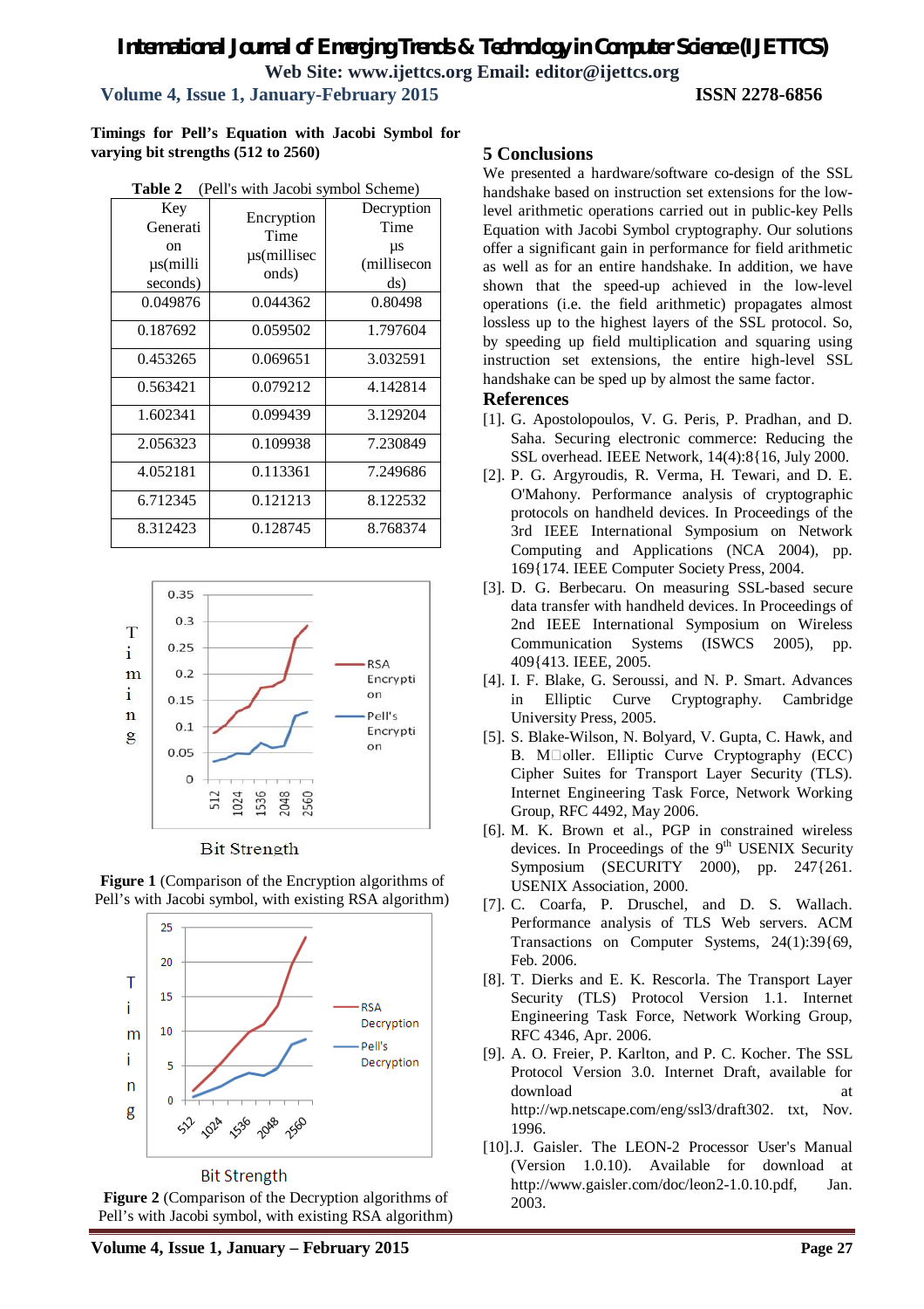**Timings for Pell's Equation with Jacobi Symbol for varying bit strengths (512 to 2560)**

**Table 2** (Pell's with Jacobi symbol Scheme)

| Key Generation µs(milliseconds) | Encryption Time µs(milliseconds) | Decryption Time µs (milliseconds) |
|---|---|---|
| 0.049876 | 0.044362 | 0.80498 |
| 0.187692 | 0.059502 | 1.797604 |
| 0.453265 | 0.069651 | 3.032591 |
| 0.563421 | 0.079212 | 4.142814 |
| 1.602341 | 0.099439 | 3.129204 |
| 2.056323 | 0.109938 | 7.230849 |
| 4.052181 | 0.113361 | 7.249686 |
| 6.712345 | 0.121213 | 8.122532 |
| 8.312423 | 0.128745 | 8.768374 |

**Figure 1** (Comparison of the Encryption algorithms of Pell's with Jacobi symbol, with existing RSA algorithm)

**Figure 2** (Comparison of the Decryption algorithms of Pell's with Jacobi symbol, with existing RSA algorithm)

## 5 Conclusions

We presented a hardware/software co-design of the SSL handshake based on instruction set extensions for the low-level arithmetic operations carried out in public-key Pells Equation with Jacobi Symbol cryptography. Our solutions offer a significant gain in performance for field arithmetic as well as for an entire handshake. In addition, we have shown that the speed-up achieved in the low-level operations (i.e. the field arithmetic) propagates almost lossless up to the highest layers of the SSL protocol. So, by speeding up field multiplication and squaring using instruction set extensions, the entire high-level SSL handshake can be sped up by almost the same factor.

## References

[1]. G. Apostolopoulos, V. G. Peris, P. Pradhan, and D. Saha. Securing electronic commerce: Reducing the SSL overhead. IEEE Network, 14(4):8{16, July 2000.

[2]. P. G. Argyroudis, R. Verma, H. Tewari, and D. E. O'Mahony. Performance analysis of cryptographic protocols on handheld devices. In Proceedings of the 3rd IEEE International Symposium on Network Computing and Applications (NCA 2004), pp. 169{174. IEEE Computer Society Press, 2004.

[3]. D. G. Berbecaru. On measuring SSL-based secure data transfer with handheld devices. In Proceedings of 2nd IEEE International Symposium on Wireless Communication Systems (ISWCS 2005), pp. 409{413. IEEE, 2005.

[4]. I. F. Blake, G. Seroussi, and N. P. Smart. Advances in Elliptic Curve Cryptography. Cambridge University Press, 2005.

[5]. S. Blake-Wilson, N. Bolyard, V. Gupta, C. Hawk, and B. M□oller. Elliptic Curve Cryptography (ECC) Cipher Suites for Transport Layer Security (TLS). Internet Engineering Task Force, Network Working Group, RFC 4492, May 2006.

[6]. M. K. Brown et al., PGP in constrained wireless devices. In Proceedings of the 9th USENIX Security Symposium (SECURITY 2000), pp. 247{261. USENIX Association, 2000.

[7]. C. Coarfa, P. Druschel, and D. S. Wallach. Performance analysis of TLS Web servers. ACM Transactions on Computer Systems, 24(1):39{69, Feb. 2006.

[8]. T. Dierks and E. K. Rescorla. The Transport Layer Security (TLS) Protocol Version 1.1. Internet Engineering Task Force, Network Working Group, RFC 4346, Apr. 2006.

[9]. A. O. Freier, P. Karlton, and P. C. Kocher. The SSL Protocol Version 3.0. Internet Draft, available for download at http://wp.netscape.com/eng/ssl3/draft302. txt, Nov. 1996.

[10].J. Gaisler. The LEON-2 Processor User's Manual (Version 1.0.10). Available for download at http://www.gaisler.com/doc/leon2-1.0.10.pdf, Jan. 2003.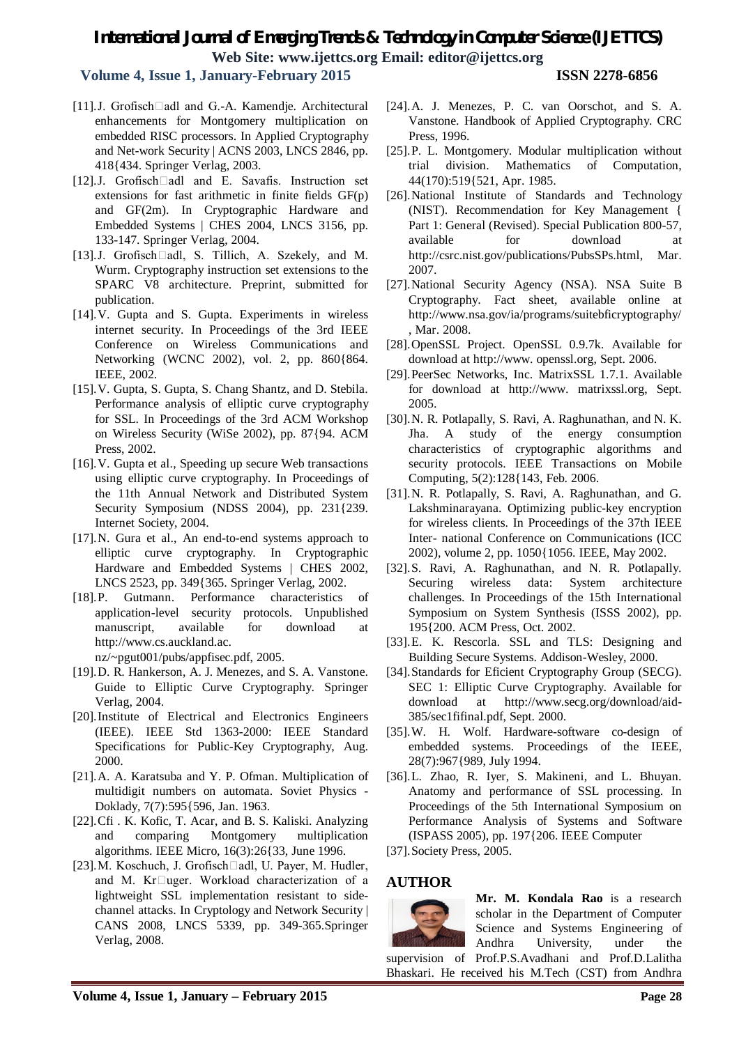[11].J. Grofisch□adl and G.-A. Kamendje. Architectural enhancements for Montgomery multiplication on embedded RISC processors. In Applied Cryptography and Net-work Security | ACNS 2003, LNCS 2846, pp. 418{434. Springer Verlag, 2003.

[12].J. Grofisch□adl and E. Savafis. Instruction set extensions for fast arithmetic in finite fields GF(p) and GF(2m). In Cryptographic Hardware and Embedded Systems | CHES 2004, LNCS 3156, pp. 133-147. Springer Verlag, 2004.

[13].J. Grofisch□adl, S. Tillich, A. Szekely, and M. Wurm. Cryptography instruction set extensions to the SPARC V8 architecture. Preprint, submitted for publication.

[14].V. Gupta and S. Gupta. Experiments in wireless internet security. In Proceedings of the 3rd IEEE Conference on Wireless Communications and Networking (WCNC 2002), vol. 2, pp. 860{864. IEEE, 2002.

[15].V. Gupta, S. Gupta, S. Chang Shantz, and D. Stebila. Performance analysis of elliptic curve cryptography for SSL. In Proceedings of the 3rd ACM Workshop on Wireless Security (WiSe 2002), pp. 87{94. ACM Press, 2002.

[16].V. Gupta et al., Speeding up secure Web transactions using elliptic curve cryptography. In Proceedings of the 11th Annual Network and Distributed System Security Symposium (NDSS 2004), pp. 231{239. Internet Society, 2004.

[17].N. Gura et al., An end-to-end systems approach to elliptic curve cryptography. In Cryptographic Hardware and Embedded Systems | CHES 2002, LNCS 2523, pp. 349{365. Springer Verlag, 2002.

[18].P. Gutmann. Performance characteristics of application-level security protocols. Unpublished manuscript, available for download at http://www.cs.auckland.ac.
nz/~pgut001/pubs/appfisec.pdf, 2005.

[19].D. R. Hankerson, A. J. Menezes, and S. A. Vanstone. Guide to Elliptic Curve Cryptography. Springer Verlag, 2004.

[20].Institute of Electrical and Electronics Engineers (IEEE). IEEE Std 1363-2000: IEEE Standard Specifications for Public-Key Cryptography, Aug. 2000.

[21].A. A. Karatsuba and Y. P. Ofman. Multiplication of multidigit numbers on automata. Soviet Physics - Doklady, 7(7):595{596, Jan. 1963.

[22].Cfi . K. Kofic, T. Acar, and B. S. Kaliski. Analyzing and comparing Montgomery multiplication algorithms. IEEE Micro, 16(3):26{33, June 1996.

[23].M. Koschuch, J. Grofisch□adl, U. Payer, M. Hudler, and M. Kr□uger. Workload characterization of a lightweight SSL implementation resistant to side-channel attacks. In Cryptology and Network Security | CANS 2008, LNCS 5339, pp. 349-365.Springer Verlag, 2008.

[24].A. J. Menezes, P. C. van Oorschot, and S. A. Vanstone. Handbook of Applied Cryptography. CRC Press, 1996.

[25].P. L. Montgomery. Modular multiplication without trial division. Mathematics of Computation, 44(170):519{521, Apr. 1985.

[26].National Institute of Standards and Technology (NIST). Recommendation for Key Management { Part 1: General (Revised). Special Publication 800-57, available for download at http://csrc.nist.gov/publications/PubsSPs.html, Mar. 2007.

[27].National Security Agency (NSA). NSA Suite B Cryptography. Fact sheet, available online at http://www.nsa.gov/ia/programs/suitebficryptography/ , Mar. 2008.

[28].OpenSSL Project. OpenSSL 0.9.7k. Available for download at http://www. openssl.org, Sept. 2006.

[29].PeerSec Networks, Inc. MatrixSSL 1.7.1. Available for download at http://www. matrixssl.org, Sept. 2005.

[30].N. R. Potlapally, S. Ravi, A. Raghunathan, and N. K. Jha. A study of the energy consumption characteristics of cryptographic algorithms and security protocols. IEEE Transactions on Mobile Computing, 5(2):128{143, Feb. 2006.

[31].N. R. Potlapally, S. Ravi, A. Raghunathan, and G. Lakshminarayana. Optimizing public-key encryption for wireless clients. In Proceedings of the 37th IEEE Inter- national Conference on Communications (ICC 2002), volume 2, pp. 1050{1056. IEEE, May 2002.

[32].S. Ravi, A. Raghunathan, and N. R. Potlapally. Securing wireless data: System architecture challenges. In Proceedings of the 15th International Symposium on System Synthesis (ISSS 2002), pp. 195{200. ACM Press, Oct. 2002.

[33].E. K. Rescorla. SSL and TLS: Designing and Building Secure Systems. Addison-Wesley, 2000.

[34].Standards for Eficient Cryptography Group (SECG). SEC 1: Elliptic Curve Cryptography. Available for download at http://www.secg.org/download/aid-385/sec1fifinal.pdf, Sept. 2000.

[35].W. H. Wolf. Hardware-software co-design of embedded systems. Proceedings of the IEEE, 28(7):967{989, July 1994.

[36].L. Zhao, R. Iyer, S. Makineni, and L. Bhuyan. Anatomy and performance of SSL processing. In Proceedings of the 5th International Symposium on Performance Analysis of Systems and Software (ISPASS 2005), pp. 197{206. IEEE Computer

[37].Society Press, 2005.

## AUTHOR

**Mr. M. Kondala Rao** is a research scholar in the Department of Computer Science and Systems Engineering of Andhra University, under the supervision of Prof.P.S.Avadhani and Prof.D.Lalitha Bhaskari. He received his M.Tech (CST) from Andhra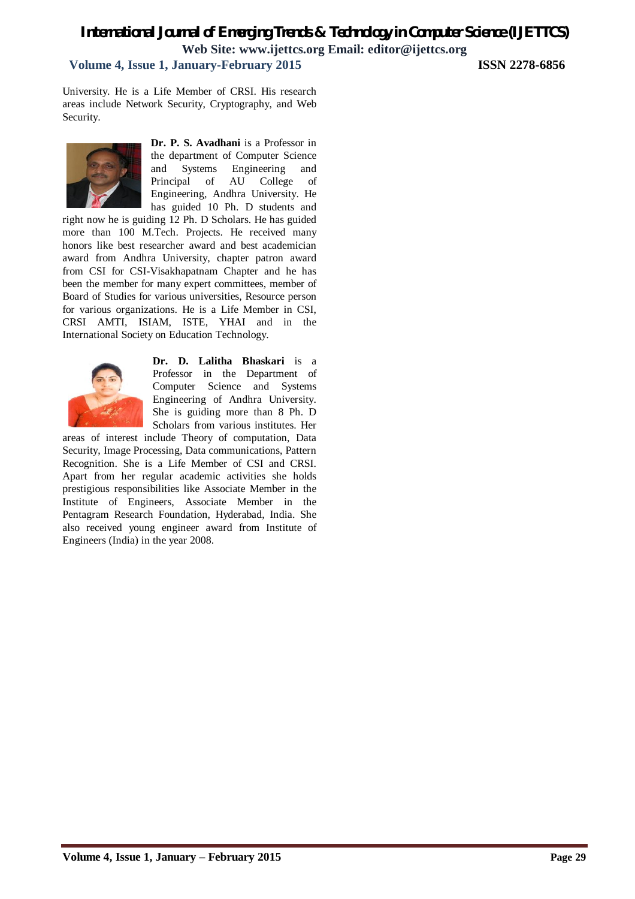University. He is a Life Member of CRSI. His research areas include Network Security, Cryptography, and Web Security.

**Dr. P. S. Avadhani** is a Professor in the department of Computer Science and Systems Engineering and Principal of AU College of Engineering, Andhra University. He has guided 10 Ph. D students and right now he is guiding 12 Ph. D Scholars. He has guided more than 100 M.Tech. Projects. He received many honors like best researcher award and best academician award from Andhra University, chapter patron award from CSI for CSI-Visakhapatnam Chapter and he has been the member for many expert committees, member of Board of Studies for various universities, Resource person for various organizations. He is a Life Member in CSI, CRSI AMTI, ISIAM, ISTE, YHAI and in the International Society on Education Technology.

**Dr. D. Lalitha Bhaskari** is a Professor in the Department of Computer Science and Systems Engineering of Andhra University. She is guiding more than 8 Ph. D Scholars from various institutes. Her areas of interest include Theory of computation, Data Security, Image Processing, Data communications, Pattern Recognition. She is a Life Member of CSI and CRSI. Apart from her regular academic activities she holds prestigious responsibilities like Associate Member in the Institute of Engineers, Associate Member in the Pentagram Research Foundation, Hyderabad, India. She also received young engineer award from Institute of Engineers (India) in the year 2008.